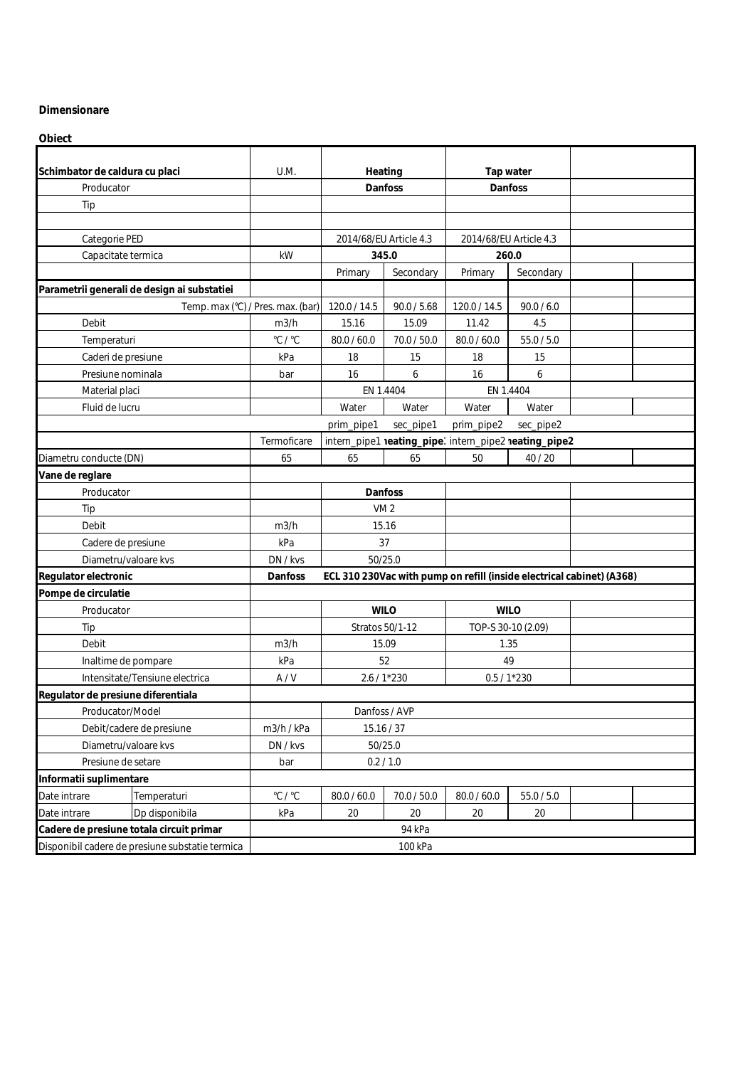**Dimensionare**

**Obiect**

| **Schimbator de caldura cu placi** | | U.M. | **Heating** | | **Tap water** | | | |
|---|---|---|---|---|---|---|---|---|
| Producator | | | **Danfoss** | | **Danfoss** | | | |
| Tip | | | | | | | | |
| | | | | | | | | |
| Categorie PED | | | 2014/68/EU Article 4.3 | | 2014/68/EU Article 4.3 | | | |
| Capacitate termica | | kW | **345.0** | | **260.0** | | | |
| | | | Primary | Secondary | Primary | Secondary | | |
| **Parametrii generali de design ai substatiei** | | | | | | | | |
| Temp. max (°C) / Pres. max. (bar) | | | 120.0 / 14.5 | 90.0 / 5.68 | 120.0 / 14.5 | 90.0 / 6.0 | | |
| Debit | | m3/h | 15.16 | 15.09 | 11.42 | 4.5 | | |
| Temperaturi | | °C / °C | 80.0 / 60.0 | 70.0 / 50.0 | 80.0 / 60.0 | 55.0 / 5.0 | | |
| Caderi de presiune | | kPa | 18 | 15 | 18 | 15 | | |
| Presiune nominala | | bar | 16 | 6 | 16 | 6 | | |
| Material placi | | | EN 1.4404 | | EN 1.4404 | | | |
| Fluid de lucru | | | Water | Water | Water | Water | | |
| | | | prim_pipe1 | sec_pipe1 | prim_pipe2 | sec_pipe2 | | |
| | | Termoficare | intern_pipe1 | **heating_pipe1** | intern_pipe2 | **heating_pipe2** | | |
| Diametru conducte (DN) | | 65 | 65 | 65 | 50 | 40 / 20 | | |
| **Vane de reglare** | | | | | | | | |
| Producator | | | **Danfoss** | | | | | |
| Tip | | | VM 2 | | | | | |
| Debit | | m3/h | 15.16 | | | | | |
| Cadere de presiune | | kPa | 37 | | | | | |
| Diametru/valoare kvs | | DN / kvs | 50/25.0 | | | | | |
| **Regulator electronic** | | **Danfoss** | **ECL 310 230Vac with pump on refill (inside electrical cabinet) (A368)** | | | | | |
| **Pompe de circulatie** | | | | | | | | |
| Producator | | | **WILO** | | **WILO** | | | |
| Tip | | | Stratos 50/1-12 | | TOP-S 30-10 (2.09) | | | |
| Debit | | m3/h | 15.09 | | 1.35 | | | |
| Inaltime de pompare | | kPa | 52 | | 49 | | | |
| Intensitate/Tensiune electrica | | A / V | 2.6 / 1*230 | | 0.5 / 1*230 | | | |
| **Regulator de presiune diferentiala** | | | | | | | | |
| Producator/Model | | | Danfoss / AVP | | | | | |
| Debit/cadere de presiune | | m3/h / kPa | 15.16 / 37 | | | | | |
| Diametru/valoare kvs | | DN / kvs | 50/25.0 | | | | | |
| Presiune de setare | | bar | 0.2 / 1.0 | | | | | |
| **Informatii suplimentare** | | | | | | | | |
| Date intrare | Temperaturi | °C / °C | 80.0 / 60.0 | 70.0 / 50.0 | 80.0 / 60.0 | 55.0 / 5.0 | | |
| Date intrare | Dp disponibila | kPa | 20 | 20 | 20 | 20 | | |
| **Cadere de presiune totala circuit primar** | | | 94 kPa | | | | | |
| Disponibil cadere de presiune substatie termica | | | 100 kPa | | | | | |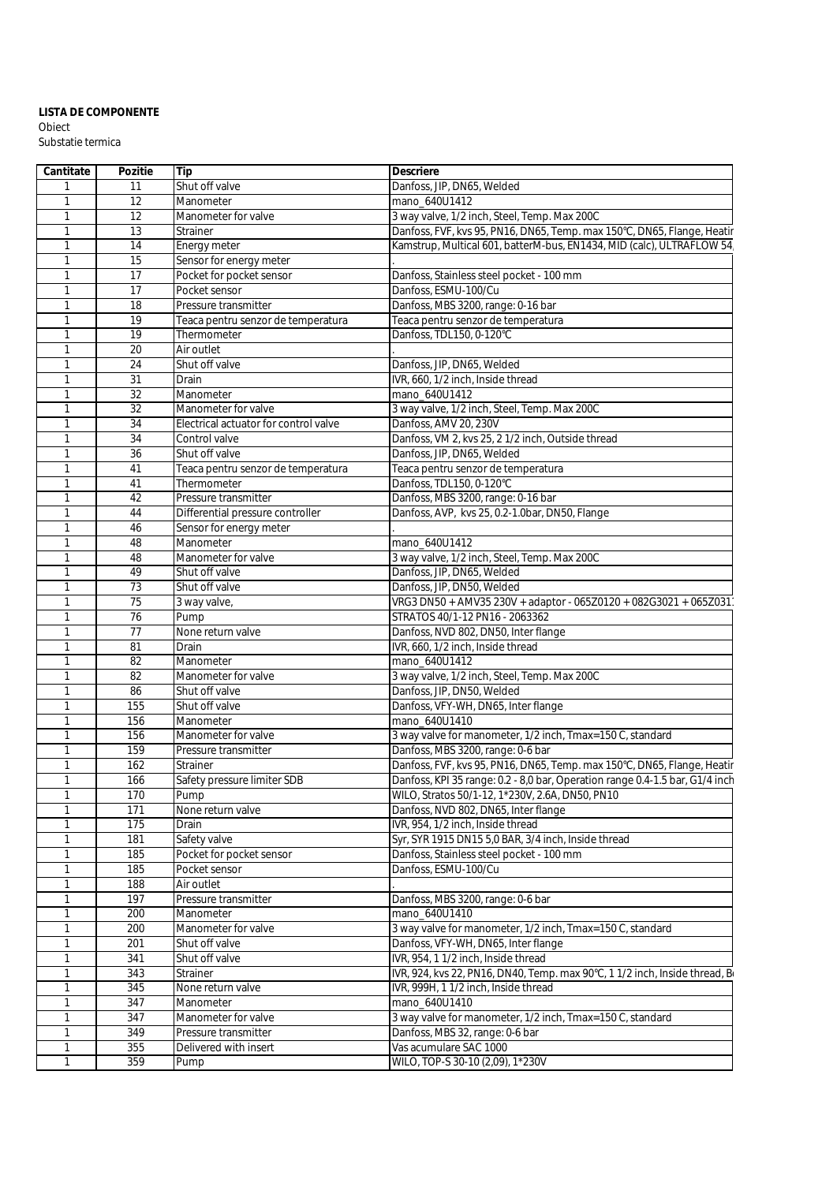**LISTA DE COMPONENTE**

Obiect

Substatie termica

| Cantitate | Pozitie | Tip | Descriere |
|---|---|---|---|
| 1 | 11 | Shut off valve | Danfoss, JIP, DN65, Welded |
| 1 | 12 | Manometer | mano_640U1412 |
| 1 | 12 | Manometer for valve | 3 way valve, 1/2 inch, Steel, Temp. Max 200C |
| 1 | 13 | Strainer | Danfoss, FVF, kvs 95, PN16, DN65, Temp. max 150°C, DN65, Flange, Heatir |
| 1 | 14 | Energy meter | Kamstrup, Multical 601, batterM-bus, EN1434, MID (calc), ULTRAFLOW 54, |
| 1 | 15 | Sensor for energy meter | . |
| 1 | 17 | Pocket for pocket sensor | Danfoss, Stainless steel pocket - 100 mm |
| 1 | 17 | Pocket sensor | Danfoss, ESMU-100/Cu |
| 1 | 18 | Pressure transmitter | Danfoss, MBS 3200, range: 0-16 bar |
| 1 | 19 | Teaca pentru senzor de temperatura | Teaca pentru senzor de temperatura |
| 1 | 19 | Thermometer | Danfoss, TDL150, 0-120°C |
| 1 | 20 | Air outlet | . |
| 1 | 24 | Shut off valve | Danfoss, JIP, DN65, Welded |
| 1 | 31 | Drain | IVR, 660, 1/2 inch, Inside thread |
| 1 | 32 | Manometer | mano_640U1412 |
| 1 | 32 | Manometer for valve | 3 way valve, 1/2 inch, Steel, Temp. Max 200C |
| 1 | 34 | Electrical actuator for control valve | Danfoss, AMV 20, 230V |
| 1 | 34 | Control valve | Danfoss, VM 2, kvs 25, 2 1/2 inch, Outside thread |
| 1 | 36 | Shut off valve | Danfoss, JIP, DN65, Welded |
| 1 | 41 | Teaca pentru senzor de temperatura | Teaca pentru senzor de temperatura |
| 1 | 41 | Thermometer | Danfoss, TDL150, 0-120°C |
| 1 | 42 | Pressure transmitter | Danfoss, MBS 3200, range: 0-16 bar |
| 1 | 44 | Differential pressure controller | Danfoss, AVP, kvs 25, 0.2-1.0bar, DN50, Flange |
| 1 | 46 | Sensor for energy meter | . |
| 1 | 48 | Manometer | mano_640U1412 |
| 1 | 48 | Manometer for valve | 3 way valve, 1/2 inch, Steel, Temp. Max 200C |
| 1 | 49 | Shut off valve | Danfoss, JIP, DN65, Welded |
| 1 | 73 | Shut off valve | Danfoss, JIP, DN50, Welded |
| 1 | 75 | 3 way valve, | VRG3 DN50 + AMV35 230V + adaptor - 065Z0120 + 082G3021 + 065Z031 |
| 1 | 76 | Pump | STRATOS 40/1-12 PN16 - 2063362 |
| 1 | 77 | None return valve | Danfoss, NVD 802, DN50, Inter flange |
| 1 | 81 | Drain | IVR, 660, 1/2 inch, Inside thread |
| 1 | 82 | Manometer | mano_640U1412 |
| 1 | 82 | Manometer for valve | 3 way valve, 1/2 inch, Steel, Temp. Max 200C |
| 1 | 86 | Shut off valve | Danfoss, JIP, DN50, Welded |
| 1 | 155 | Shut off valve | Danfoss, VFY-WH, DN65, Inter flange |
| 1 | 156 | Manometer | mano_640U1410 |
| 1 | 156 | Manometer for valve | 3 way valve for manometer, 1/2 inch, Tmax=150 C, standard |
| 1 | 159 | Pressure transmitter | Danfoss, MBS 3200, range: 0-6 bar |
| 1 | 162 | Strainer | Danfoss, FVF, kvs 95, PN16, DN65, Temp. max 150°C, DN65, Flange, Heatir |
| 1 | 166 | Safety pressure limiter SDB | Danfoss, KPI 35 range: 0.2 - 8,0 bar, Operation range 0.4-1.5 bar, G1/4 inch |
| 1 | 170 | Pump | WILO, Stratos 50/1-12, 1*230V, 2.6A, DN50, PN10 |
| 1 | 171 | None return valve | Danfoss, NVD 802, DN65, Inter flange |
| 1 | 175 | Drain | IVR, 954, 1/2 inch, Inside thread |
| 1 | 181 | Safety valve | Syr, SYR 1915 DN15 5,0 BAR, 3/4 inch, Inside thread |
| 1 | 185 | Pocket for pocket sensor | Danfoss, Stainless steel pocket - 100 mm |
| 1 | 185 | Pocket sensor | Danfoss, ESMU-100/Cu |
| 1 | 188 | Air outlet | . |
| 1 | 197 | Pressure transmitter | Danfoss, MBS 3200, range: 0-6 bar |
| 1 | 200 | Manometer | mano_640U1410 |
| 1 | 200 | Manometer for valve | 3 way valve for manometer, 1/2 inch, Tmax=150 C, standard |
| 1 | 201 | Shut off valve | Danfoss, VFY-WH, DN65, Inter flange |
| 1 | 341 | Shut off valve | IVR, 954, 1 1/2 inch, Inside thread |
| 1 | 343 | Strainer | IVR, 924, kvs 22, PN16, DN40, Temp. max 90°C, 1 1/2 inch, Inside thread, B |
| 1 | 345 | None return valve | IVR, 999H, 1 1/2 inch, Inside thread |
| 1 | 347 | Manometer | mano_640U1410 |
| 1 | 347 | Manometer for valve | 3 way valve for manometer, 1/2 inch, Tmax=150 C, standard |
| 1 | 349 | Pressure transmitter | Danfoss, MBS 32, range: 0-6 bar |
| 1 | 355 | Delivered with insert | Vas acumulare SAC 1000 |
| 1 | 359 | Pump | WILO, TOP-S 30-10 (2,09), 1*230V |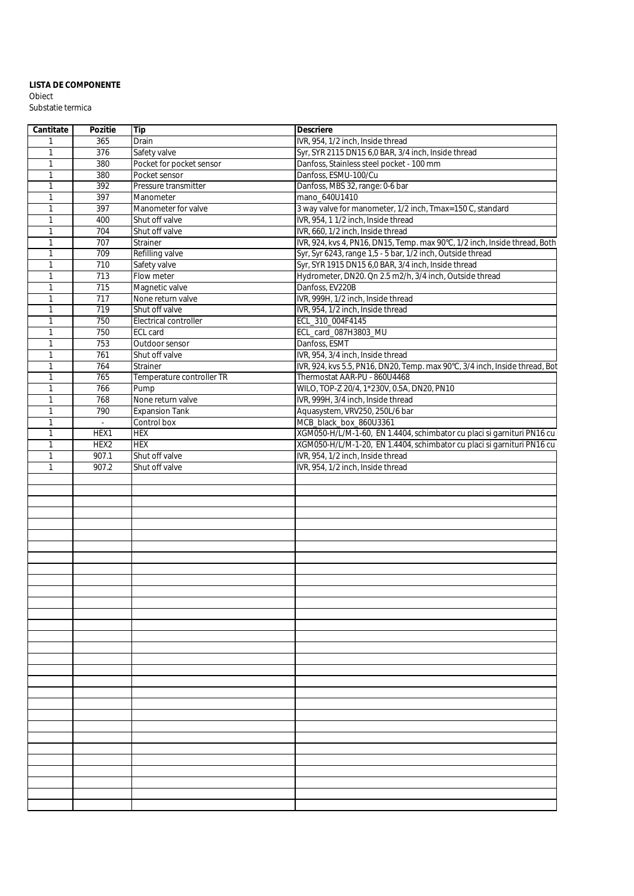**LISTA DE COMPONENTE**

Obiect

Substatie termica

| Cantitate | Pozitie | Tip | Descriere |
|---|---|---|---|
| 1 | 365 | Drain | IVR, 954, 1/2 inch, Inside thread |
| 1 | 376 | Safety valve | Syr, SYR 2115 DN15 6,0 BAR, 3/4 inch, Inside thread |
| 1 | 380 | Pocket for pocket sensor | Danfoss, Stainless steel pocket - 100 mm |
| 1 | 380 | Pocket sensor | Danfoss, ESMU-100/Cu |
| 1 | 392 | Pressure transmitter | Danfoss, MBS 32, range: 0-6 bar |
| 1 | 397 | Manometer | mano_640U1410 |
| 1 | 397 | Manometer for valve | 3 way valve for manometer, 1/2 inch, Tmax=150 C, standard |
| 1 | 400 | Shut off valve | IVR, 954, 1 1/2 inch, Inside thread |
| 1 | 704 | Shut off valve | IVR, 660, 1/2 inch, Inside thread |
| 1 | 707 | Strainer | IVR, 924, kvs 4, PN16, DN15, Temp. max 90℃, 1/2 inch, Inside thread, Both |
| 1 | 709 | Refilling valve | Syr, Syr 6243, range 1,5 - 5 bar, 1/2 inch, Outside thread |
| 1 | 710 | Safety valve | Syr, SYR 1915 DN15 6,0 BAR, 3/4 inch, Inside thread |
| 1 | 713 | Flow meter | Hydrometer, DN20. Qn 2.5 m2/h, 3/4 inch, Outside thread |
| 1 | 715 | Magnetic valve | Danfoss, EV220B |
| 1 | 717 | None return valve | IVR, 999H, 1/2 inch, Inside thread |
| 1 | 719 | Shut off valve | IVR, 954, 1/2 inch, Inside thread |
| 1 | 750 | Electrical controller | ECL_310_004F4145 |
| 1 | 750 | ECL card | ECL_card_087H3803_MU |
| 1 | 753 | Outdoor sensor | Danfoss, ESMT |
| 1 | 761 | Shut off valve | IVR, 954, 3/4 inch, Inside thread |
| 1 | 764 | Strainer | IVR, 924, kvs 5.5, PN16, DN20, Temp. max 90℃, 3/4 inch, Inside thread, Bot |
| 1 | 765 | Temperature controller TR | Thermostat AAR-PU - 860U4468 |
| 1 | 766 | Pump | WILO, TOP-Z 20/4, 1*230V, 0.5A, DN20, PN10 |
| 1 | 768 | None return valve | IVR, 999H, 3/4 inch, Inside thread |
| 1 | 790 | Expansion Tank | Aquasystem, VRV250, 250L/6 bar |
| 1 | - | Control box | MCB_black_box_860U3361 |
| 1 | HEX1 | HEX | XGM050-H/L/M-1-60, EN 1.4404, schimbator cu placi si garnituri PN16 cu |
| 1 | HEX2 | HEX | XGM050-H/L/M-1-20, EN 1.4404, schimbator cu placi si garnituri PN16 cu |
| 1 | 907.1 | Shut off valve | IVR, 954, 1/2 inch, Inside thread |
| 1 | 907.2 | Shut off valve | IVR, 954, 1/2 inch, Inside thread |